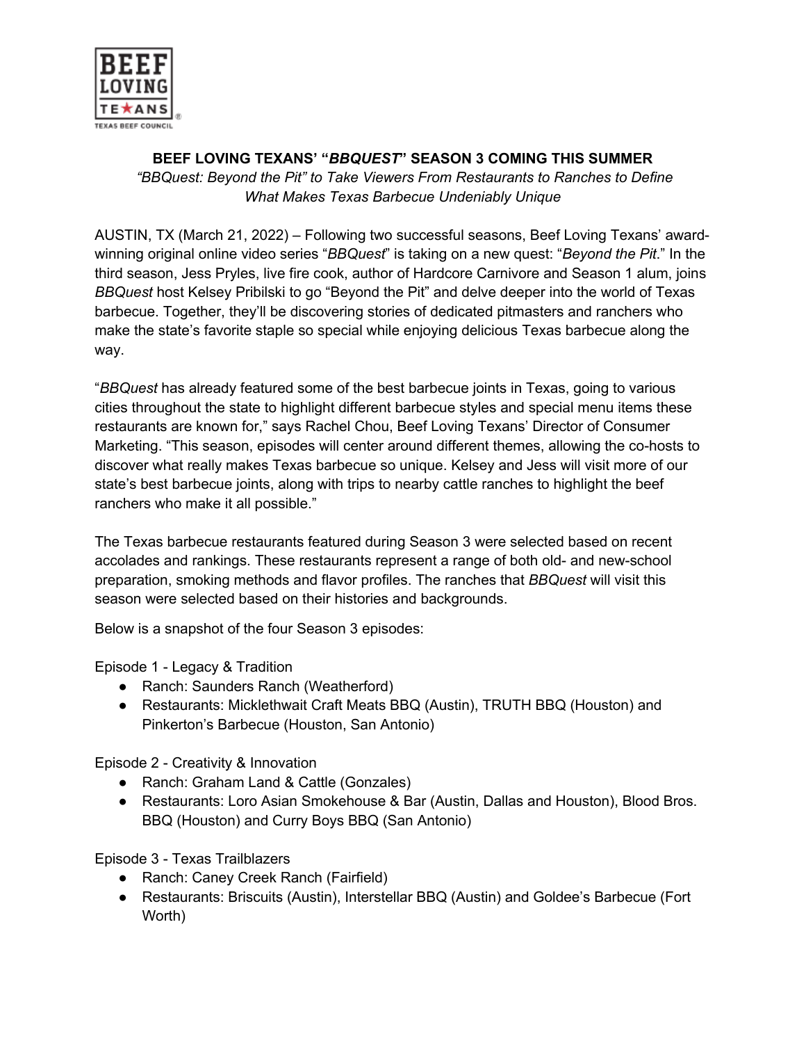**BEEF LOVING TEXANS' "*BBQUEST*" SEASON 3 COMING THIS SUMMER**

*"BBQuest: Beyond the Pit" to Take Viewers From Restaurants to Ranches to Define What Makes Texas Barbecue Undeniably Unique*

AUSTIN, TX (March 21, 2022) – Following two successful seasons, Beef Loving Texans' award-winning original online video series "*BBQuest*" is taking on a new quest: "*Beyond the Pit*." In the third season, Jess Pryles, live fire cook, author of Hardcore Carnivore and Season 1 alum, joins *BBQuest* host Kelsey Pribilski to go "Beyond the Pit" and delve deeper into the world of Texas barbecue. Together, they'll be discovering stories of dedicated pitmasters and ranchers who make the state's favorite staple so special while enjoying delicious Texas barbecue along the way.

"*BBQuest* has already featured some of the best barbecue joints in Texas, going to various cities throughout the state to highlight different barbecue styles and special menu items these restaurants are known for," says Rachel Chou, Beef Loving Texans' Director of Consumer Marketing. "This season, episodes will center around different themes, allowing the co-hosts to discover what really makes Texas barbecue so unique. Kelsey and Jess will visit more of our state's best barbecue joints, along with trips to nearby cattle ranches to highlight the beef ranchers who make it all possible."

The Texas barbecue restaurants featured during Season 3 were selected based on recent accolades and rankings. These restaurants represent a range of both old- and new-school preparation, smoking methods and flavor profiles. The ranches that *BBQuest* will visit this season were selected based on their histories and backgrounds.

Below is a snapshot of the four Season 3 episodes:

Episode 1 - Legacy & Tradition

- Ranch: Saunders Ranch (Weatherford)
- Restaurants: Micklethwait Craft Meats BBQ (Austin), TRUTH BBQ (Houston) and Pinkerton's Barbecue (Houston, San Antonio)

Episode 2 - Creativity & Innovation

- Ranch: Graham Land & Cattle (Gonzales)
- Restaurants: Loro Asian Smokehouse & Bar (Austin, Dallas and Houston), Blood Bros. BBQ (Houston) and Curry Boys BBQ (San Antonio)

Episode 3 - Texas Trailblazers

- Ranch: Caney Creek Ranch (Fairfield)
- Restaurants: Briscuits (Austin), Interstellar BBQ (Austin) and Goldee's Barbecue (Fort Worth)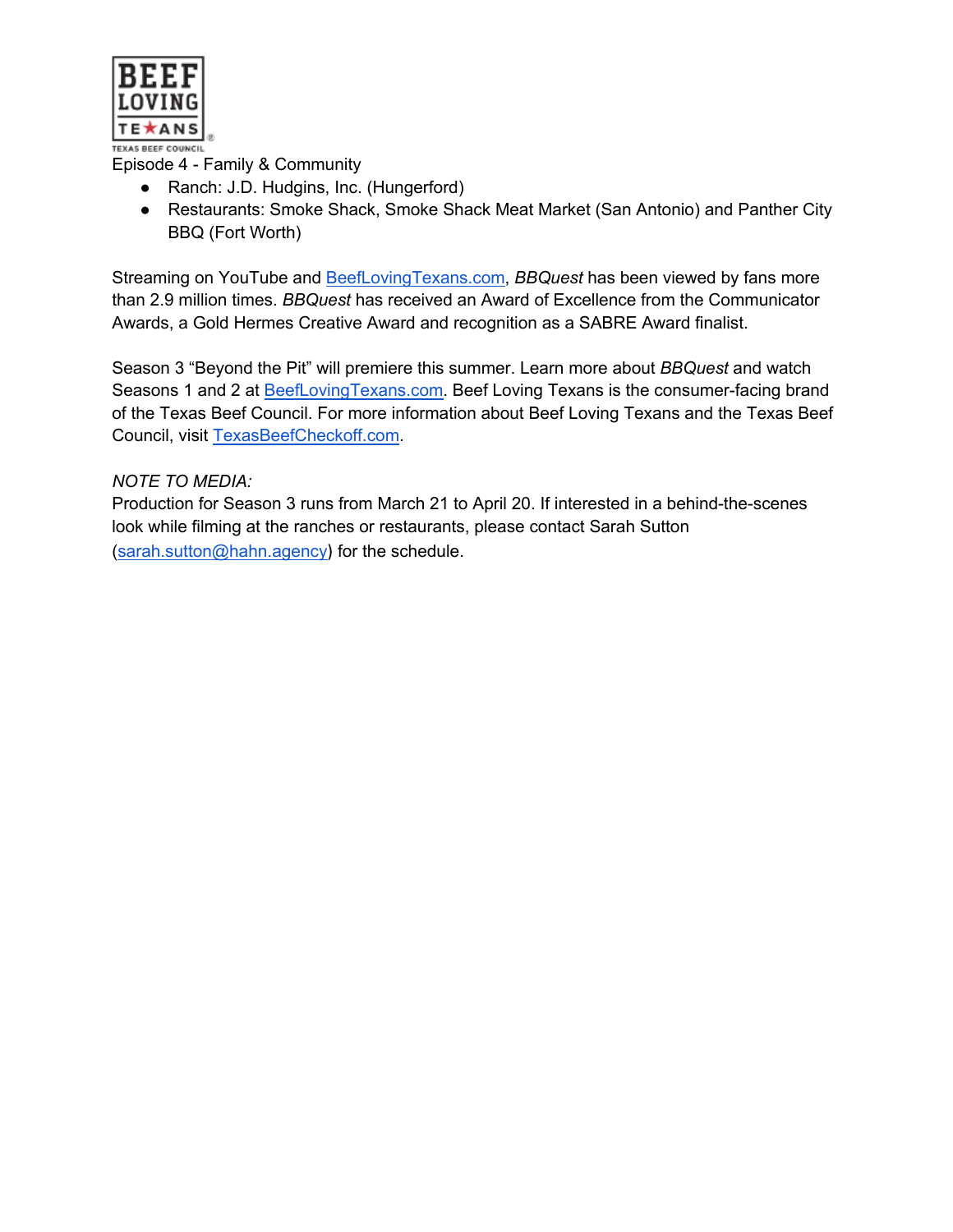Episode 4 - Family & Community

- Ranch: J.D. Hudgins, Inc. (Hungerford)
- Restaurants: Smoke Shack, Smoke Shack Meat Market (San Antonio) and Panther City BBQ (Fort Worth)

Streaming on YouTube and BeefLovingTexans.com, *BBQuest* has been viewed by fans more than 2.9 million times. *BBQuest* has received an Award of Excellence from the Communicator Awards, a Gold Hermes Creative Award and recognition as a SABRE Award finalist.

Season 3 "Beyond the Pit" will premiere this summer. Learn more about *BBQuest* and watch Seasons 1 and 2 at BeefLovingTexans.com. Beef Loving Texans is the consumer-facing brand of the Texas Beef Council. For more information about Beef Loving Texans and the Texas Beef Council, visit TexasBeefCheckoff.com.

*NOTE TO MEDIA:*

Production for Season 3 runs from March 21 to April 20. If interested in a behind-the-scenes look while filming at the ranches or restaurants, please contact Sarah Sutton (sarah.sutton@hahn.agency) for the schedule.